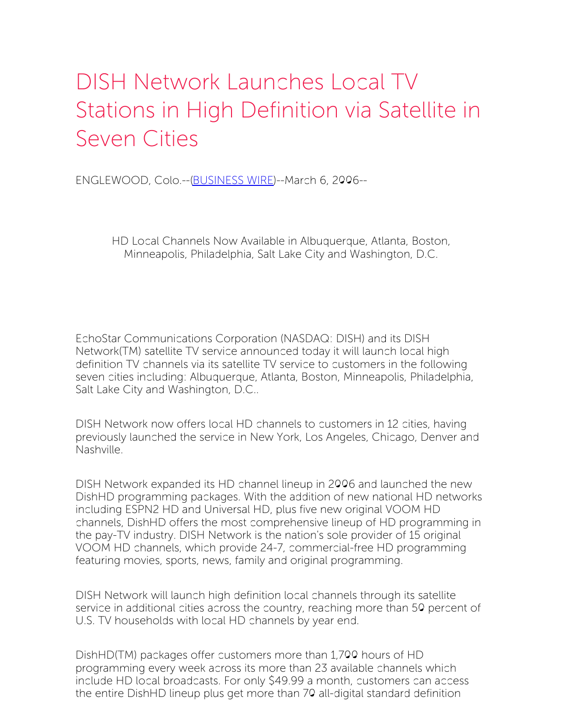# DISH Network Launches Local TV Stations in High Definition via Satellite in Seven Cities

ENGLEWOOD, Colo.--([BUSINESS WIRE](#))--March 6, 2006--

HD Local Channels Now Available in Albuquerque, Atlanta, Boston, Minneapolis, Philadelphia, Salt Lake City and Washington, D.C.

EchoStar Communications Corporation (NASDAQ: DISH) and its DISH Network(TM) satellite TV service announced today it will launch local high definition TV channels via its satellite TV service to customers in the following seven cities including: Albuquerque, Atlanta, Boston, Minneapolis, Philadelphia, Salt Lake City and Washington, D.C..

DISH Network now offers local HD channels to customers in 12 cities, having previously launched the service in New York, Los Angeles, Chicago, Denver and Nashville.

DISH Network expanded its HD channel lineup in 2006 and launched the new DishHD programming packages. With the addition of new national HD networks including ESPN2 HD and Universal HD, plus five new original VOOM HD channels, DishHD offers the most comprehensive lineup of HD programming in the pay-TV industry. DISH Network is the nation's sole provider of 15 original VOOM HD channels, which provide 24-7, commercial-free HD programming featuring movies, sports, news, family and original programming.

DISH Network will launch high definition local channels through its satellite service in additional cities across the country, reaching more than 50 percent of U.S. TV households with local HD channels by year end.

DishHD(TM) packages offer customers more than 1,700 hours of HD programming every week across its more than 23 available channels which include HD local broadcasts. For only $49.99 a month, customers can access the entire DishHD lineup plus get more than 70 all-digital standard definition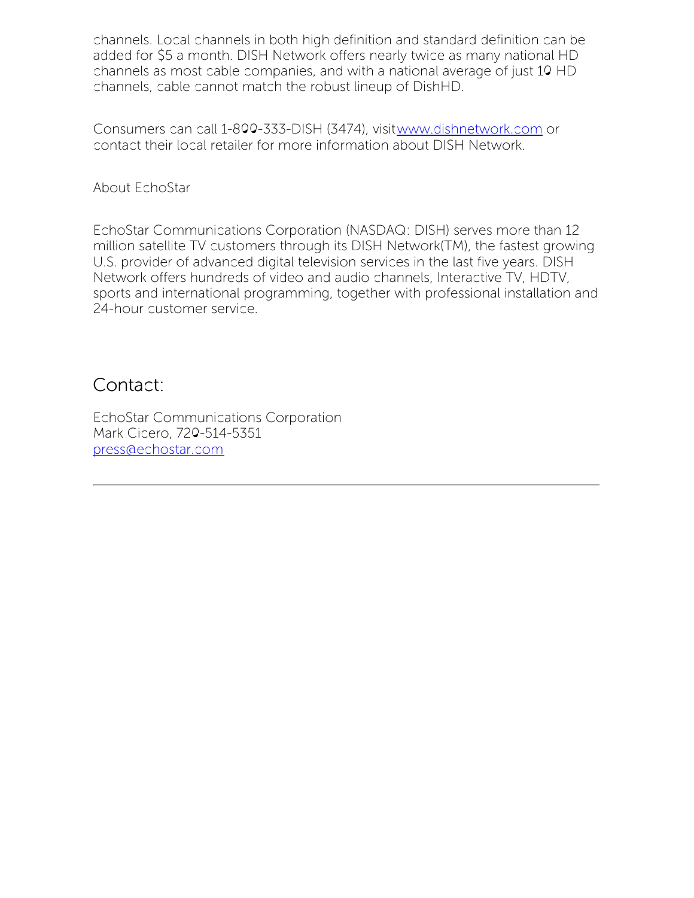channels. Local channels in both high definition and standard definition can be added for $5 a month. DISH Network offers nearly twice as many national HD channels as most cable companies, and with a national average of just 10 HD channels, cable cannot match the robust lineup of DishHD.

Consumers can call 1-800-333-DISH (3474), visit [www.dishnetwork.com](http://www.dishnetwork.com) or contact their local retailer for more information about DISH Network.

About EchoStar

EchoStar Communications Corporation (NASDAQ: DISH) serves more than 12 million satellite TV customers through its DISH Network(TM), the fastest growing U.S. provider of advanced digital television services in the last five years. DISH Network offers hundreds of video and audio channels, Interactive TV, HDTV, sports and international programming, together with professional installation and 24-hour customer service.

## Contact:

EchoStar Communications Corporation
Mark Cicero, 720-514-5351
[press@echostar.com](mailto:press@echostar.com)

---